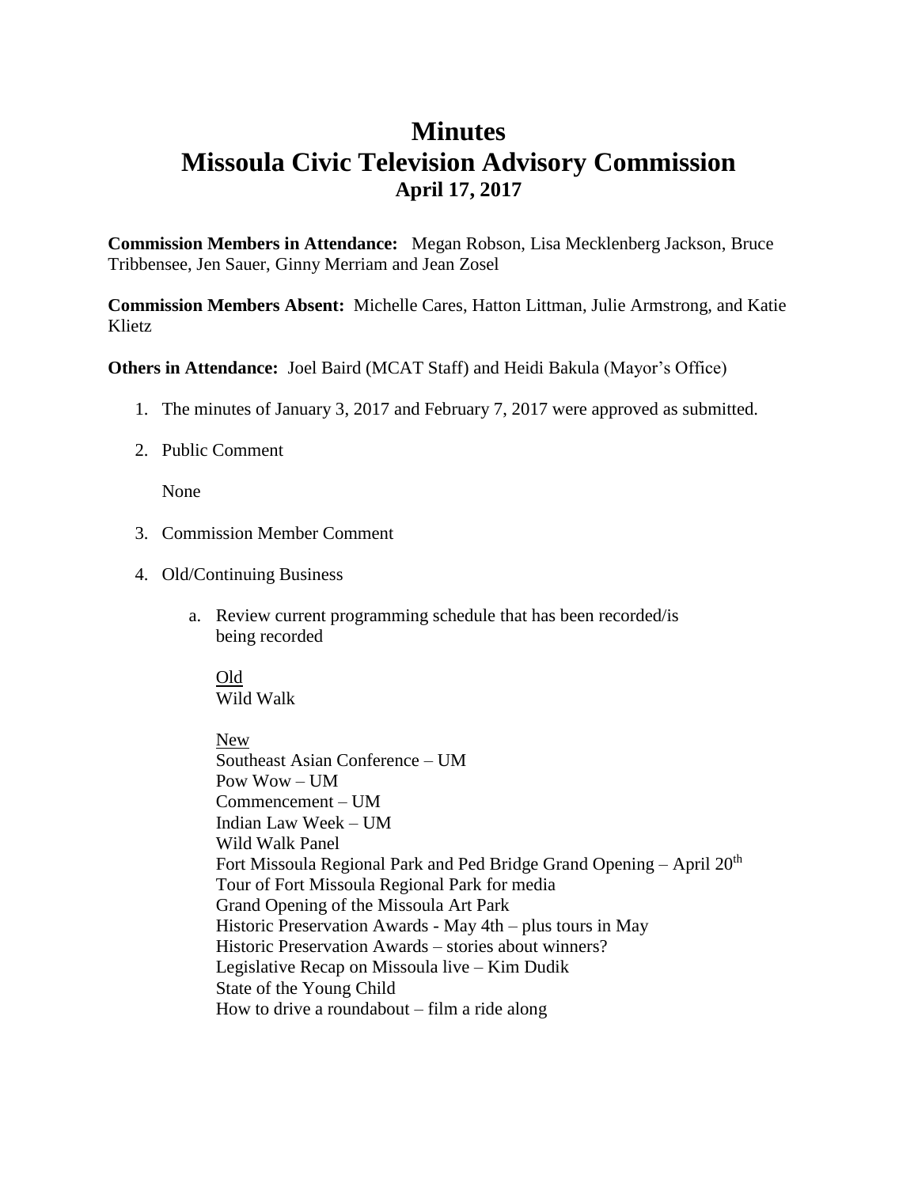# Minutes
# Missoula Civic Television Advisory Commission
### April 17, 2017

**Commission Members in Attendance:** Megan Robson, Lisa Mecklenberg Jackson, Bruce Tribbensee, Jen Sauer, Ginny Merriam and Jean Zosel

**Commission Members Absent:** Michelle Cares, Hatton Littman, Julie Armstrong, and Katie Klietz

**Others in Attendance:** Joel Baird (MCAT Staff) and Heidi Bakula (Mayor's Office)

1. The minutes of January 3, 2017 and February 7, 2017 were approved as submitted.

2. Public Comment

   None

3. Commission Member Comment

4. Old/Continuing Business

   a. Review current programming schedule that has been recorded/is being recorded

      <u>Old</u>
      Wild Walk

      <u>New</u>
      Southeast Asian Conference – UM
      Pow Wow – UM
      Commencement – UM
      Indian Law Week – UM
      Wild Walk Panel
      Fort Missoula Regional Park and Ped Bridge Grand Opening – April 20th
      Tour of Fort Missoula Regional Park for media
      Grand Opening of the Missoula Art Park
      Historic Preservation Awards - May 4th – plus tours in May
      Historic Preservation Awards – stories about winners?
      Legislative Recap on Missoula live – Kim Dudik
      State of the Young Child
      How to drive a roundabout – film a ride along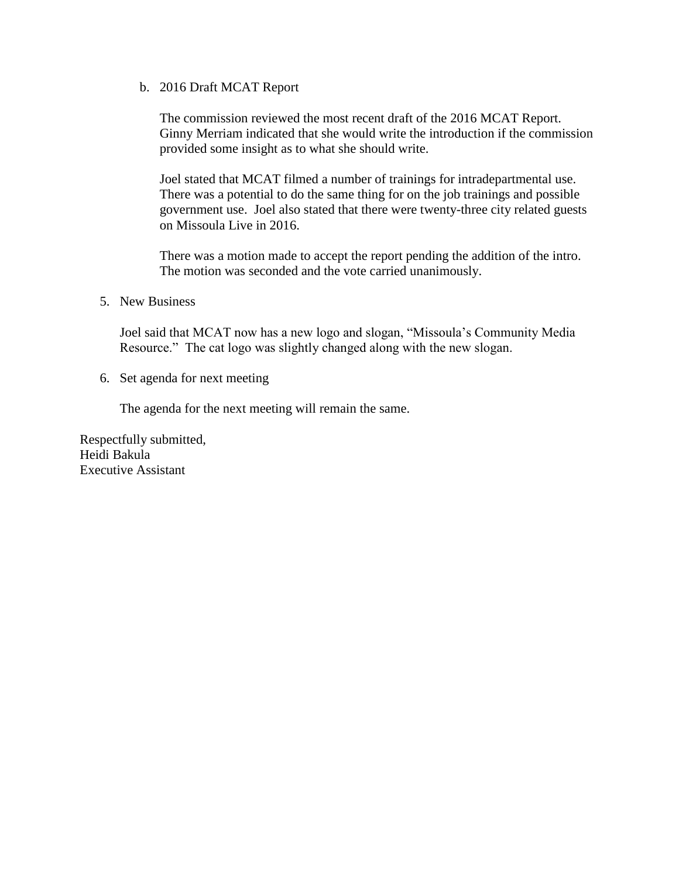b. 2016 Draft MCAT Report

   The commission reviewed the most recent draft of the 2016 MCAT Report. Ginny Merriam indicated that she would write the introduction if the commission provided some insight as to what she should write.

   Joel stated that MCAT filmed a number of trainings for intradepartmental use. There was a potential to do the same thing for on the job trainings and possible government use. Joel also stated that there were twenty-three city related guests on Missoula Live in 2016.

   There was a motion made to accept the report pending the addition of the intro. The motion was seconded and the vote carried unanimously.

5. New Business

   Joel said that MCAT now has a new logo and slogan, "Missoula's Community Media Resource." The cat logo was slightly changed along with the new slogan.

6. Set agenda for next meeting

   The agenda for the next meeting will remain the same.

Respectfully submitted,
Heidi Bakula
Executive Assistant